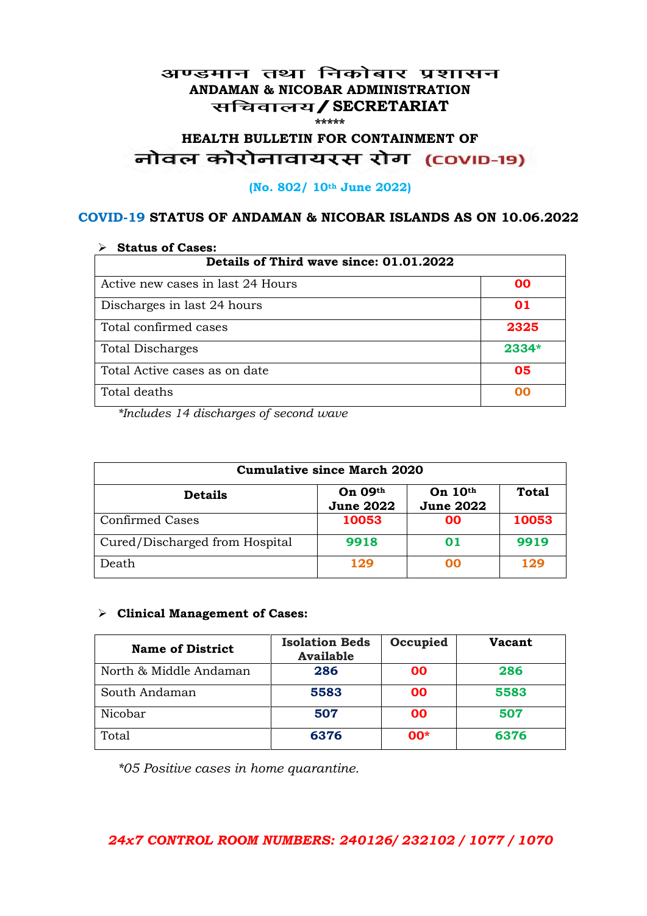# अण्डमान तथा निकोबार प्रशासन
## ANDAMAN & NICOBAR ADMINISTRATION
## सचिवालय / SECRETARIAT

\*\*\*\*\*

### HEALTH BULLETIN FOR CONTAINMENT OF
### नोवल कोरोनावायरस रोग (COVID-19)

**(No. 802/ 10th June 2022)**

### COVID-19 STATUS OF ANDAMAN & NICOBAR ISLANDS AS ON 10.06.2022

- **Status of Cases:**

| Details of Third wave since: 01.01.2022 | |
|---|---|
| Active new cases in last 24 Hours | 00 |
| Discharges in last 24 hours | 01 |
| Total confirmed cases | 2325 |
| Total Discharges | 2334* |
| Total Active cases as on date | 05 |
| Total deaths | 00 |

*\*Includes 14 discharges of second wave*

| Cumulative since March 2020 | | | |
|---|---|---|---|
| **Details** | **On 09th June 2022** | **On 10th June 2022** | **Total** |
| Confirmed Cases | 10053 | 00 | 10053 |
| Cured/Discharged from Hospital | 9918 | 01 | 9919 |
| Death | 129 | 00 | 129 |

- **Clinical Management of Cases:**

| Name of District | Isolation Beds Available | Occupied | Vacant |
|---|---|---|---|
| North & Middle Andaman | 286 | 00 | 286 |
| South Andaman | 5583 | 00 | 5583 |
| Nicobar | 507 | 00 | 507 |
| Total | 6376 | 00* | 6376 |

*\*05 Positive cases in home quarantine.*

***24x7 CONTROL ROOM NUMBERS: 240126/ 232102 / 1077 / 1070***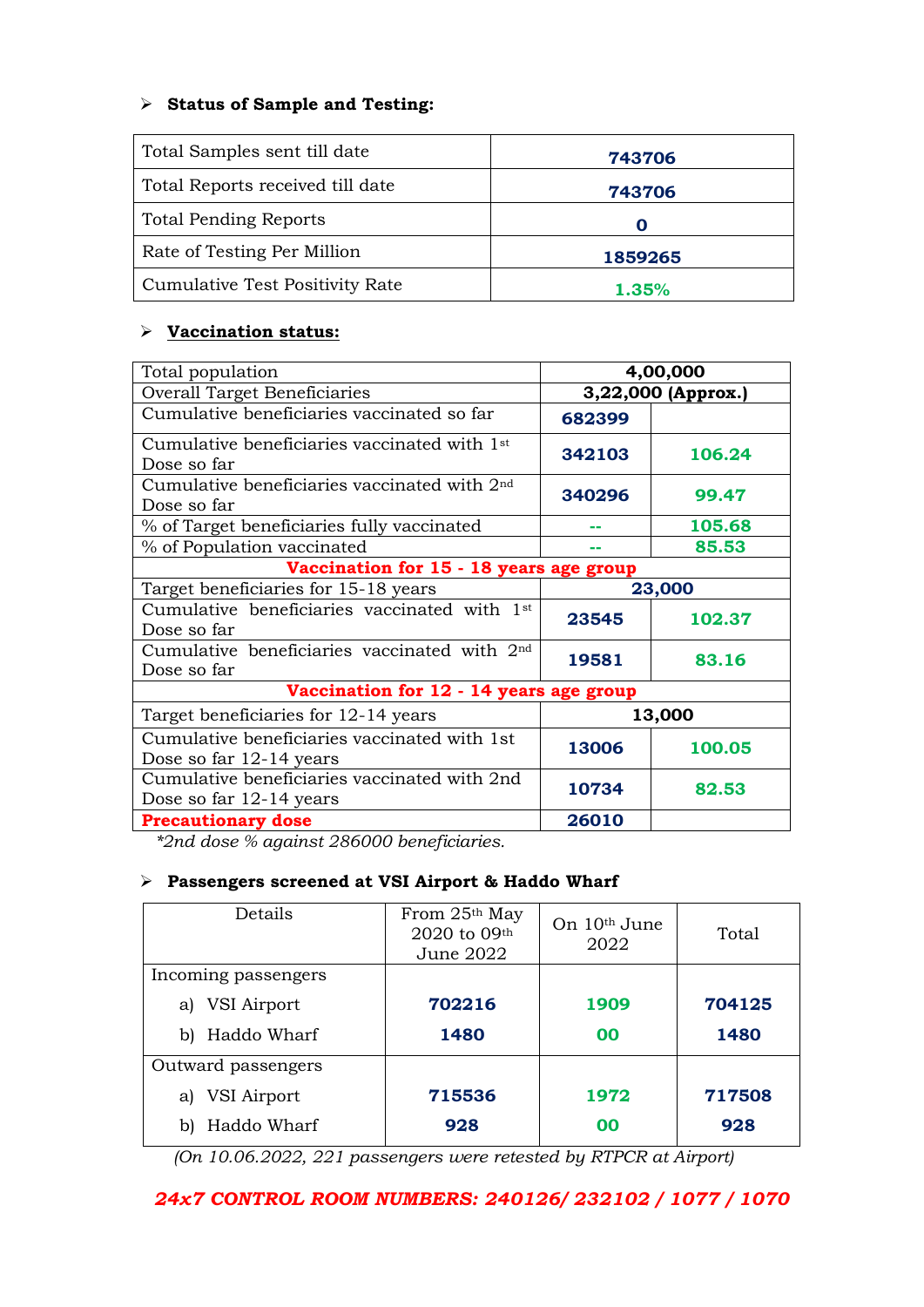- **Status of Sample and Testing:**

| | |
|---|---|
| Total Samples sent till date | **743706** |
| Total Reports received till date | **743706** |
| Total Pending Reports | **0** |
| Rate of Testing Per Million | **1859265** |
| Cumulative Test Positivity Rate | **1.35%** |

- **Vaccination status:**

| | | |
|---|---|---|
| Total population | **4,00,000** | |
| Overall Target Beneficiaries | **3,22,000 (Approx.)** | |
| Cumulative beneficiaries vaccinated so far | **682399** | |
| Cumulative beneficiaries vaccinated with 1st Dose so far | **342103** | **106.24** |
| Cumulative beneficiaries vaccinated with 2nd Dose so far | **340296** | **99.47** |
| % of Target beneficiaries fully vaccinated | **--** | **105.68** |
| % of Population vaccinated | **--** | **85.53** |
| **Vaccination for 15 - 18 years age group** | | |
| Target beneficiaries for 15-18 years | **23,000** | |
| Cumulative beneficiaries vaccinated with 1st Dose so far | **23545** | **102.37** |
| Cumulative beneficiaries vaccinated with 2nd Dose so far | **19581** | **83.16** |
| **Vaccination for 12 - 14 years age group** | | |
| Target beneficiaries for 12-14 years | **13,000** | |
| Cumulative beneficiaries vaccinated with 1st Dose so far 12-14 years | **13006** | **100.05** |
| Cumulative beneficiaries vaccinated with 2nd Dose so far 12-14 years | **10734** | **82.53** |
| **Precautionary dose** | **26010** | |

*\*2nd dose % against 286000 beneficiaries.*

- **Passengers screened at VSI Airport & Haddo Wharf**

| Details | From 25th May 2020 to 09th June 2022 | On 10th June 2022 | Total |
|---|---|---|---|
| Incoming passengers | | | |
| a) VSI Airport | **702216** | **1909** | **704125** |
| b) Haddo Wharf | **1480** | **00** | **1480** |
| Outward passengers | | | |
| a) VSI Airport | **715536** | **1972** | **717508** |
| b) Haddo Wharf | **928** | **00** | **928** |

*(On 10.06.2022, 221 passengers were retested by RTPCR at Airport)*

***24x7 CONTROL ROOM NUMBERS: 240126/ 232102 / 1077 / 1070***